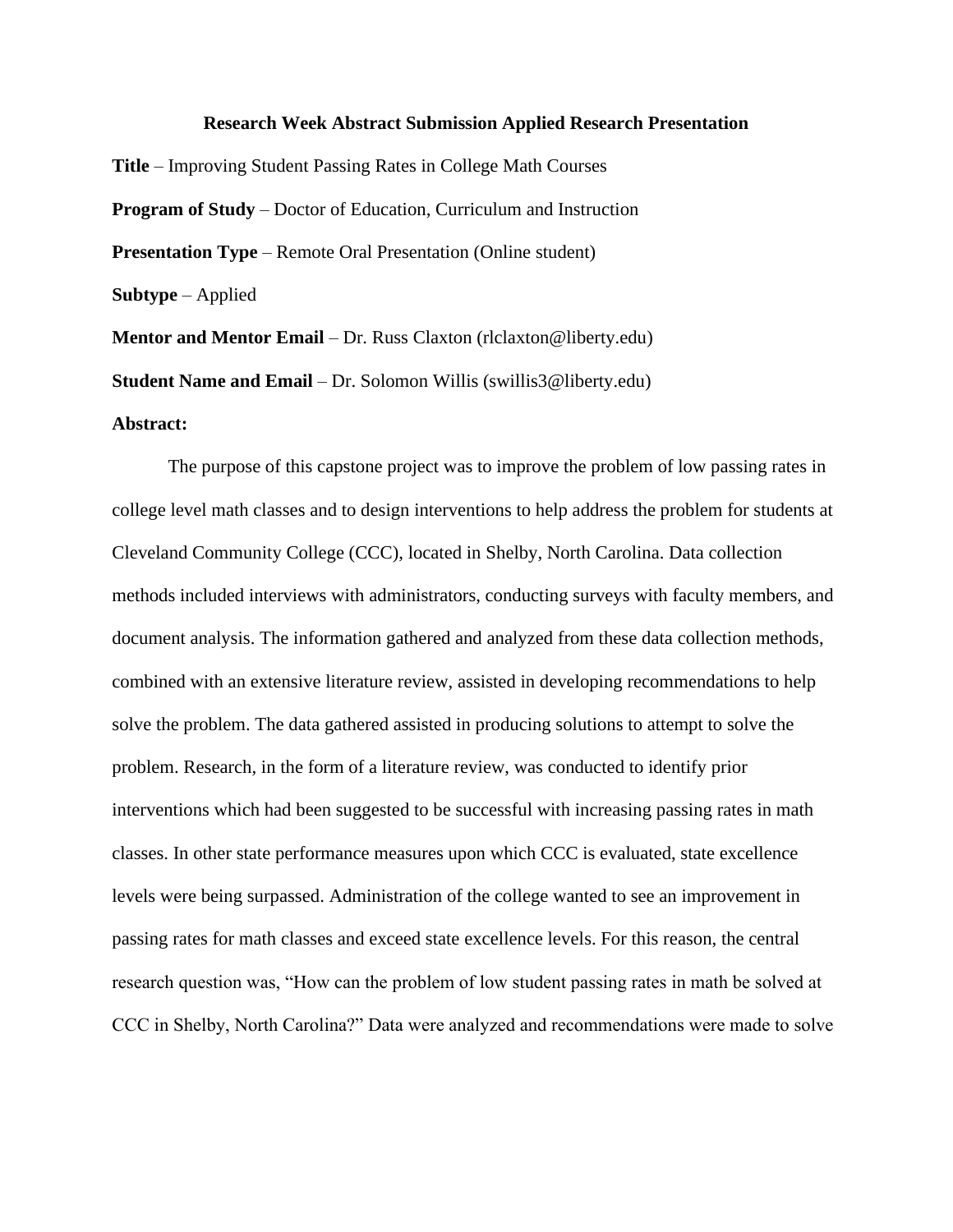# Research Week Abstract Submission Applied Research Presentation

**Title** – Improving Student Passing Rates in College Math Courses

**Program of Study** – Doctor of Education, Curriculum and Instruction

**Presentation Type** – Remote Oral Presentation (Online student)

**Subtype** – Applied

**Mentor and Mentor Email** – Dr. Russ Claxton (rlclaxton@liberty.edu)

**Student Name and Email** – Dr. Solomon Willis (swillis3@liberty.edu)

**Abstract:**

The purpose of this capstone project was to improve the problem of low passing rates in college level math classes and to design interventions to help address the problem for students at Cleveland Community College (CCC), located in Shelby, North Carolina. Data collection methods included interviews with administrators, conducting surveys with faculty members, and document analysis. The information gathered and analyzed from these data collection methods, combined with an extensive literature review, assisted in developing recommendations to help solve the problem. The data gathered assisted in producing solutions to attempt to solve the problem. Research, in the form of a literature review, was conducted to identify prior interventions which had been suggested to be successful with increasing passing rates in math classes. In other state performance measures upon which CCC is evaluated, state excellence levels were being surpassed. Administration of the college wanted to see an improvement in passing rates for math classes and exceed state excellence levels. For this reason, the central research question was, "How can the problem of low student passing rates in math be solved at CCC in Shelby, North Carolina?" Data were analyzed and recommendations were made to solve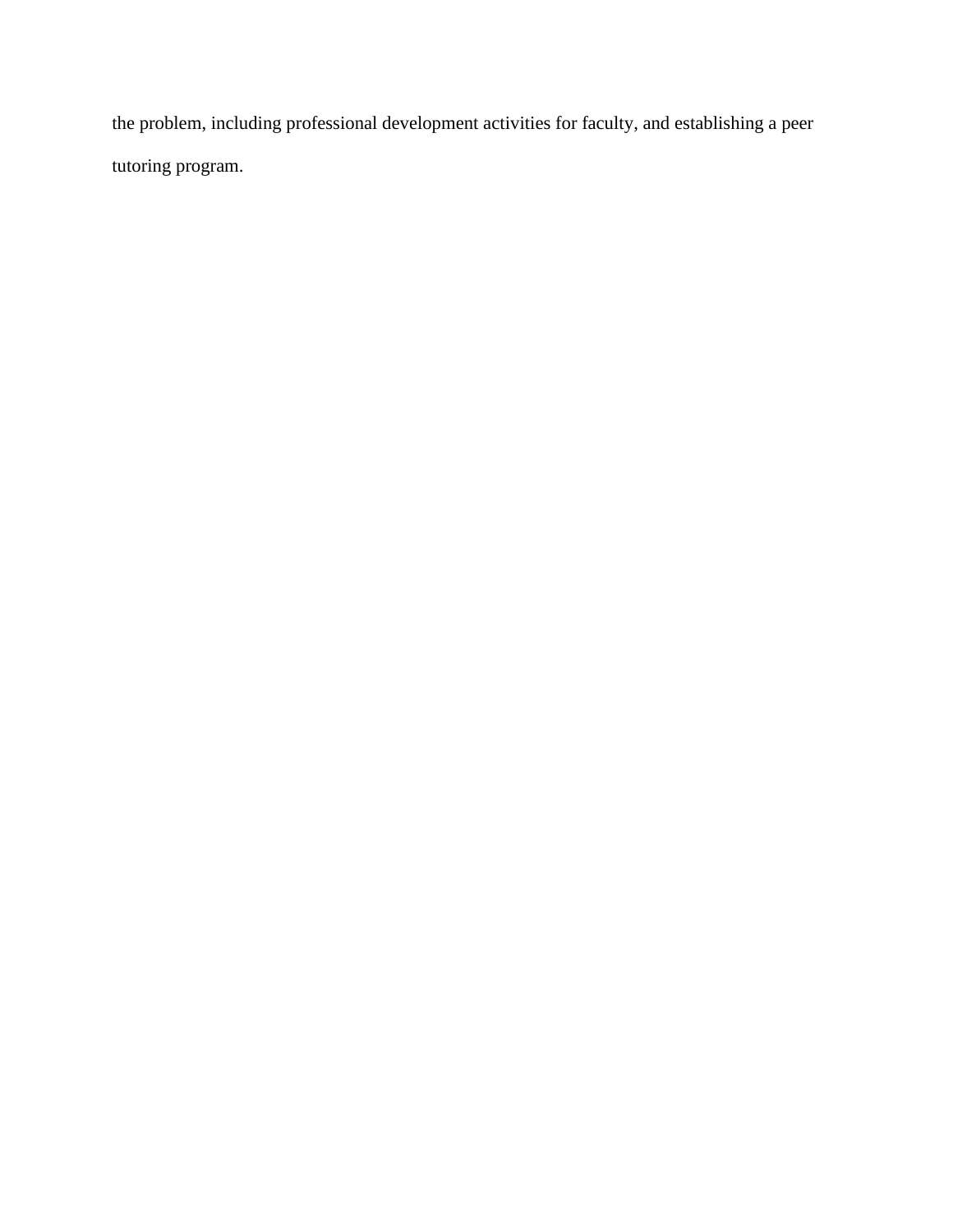the problem, including professional development activities for faculty, and establishing a peer tutoring program.